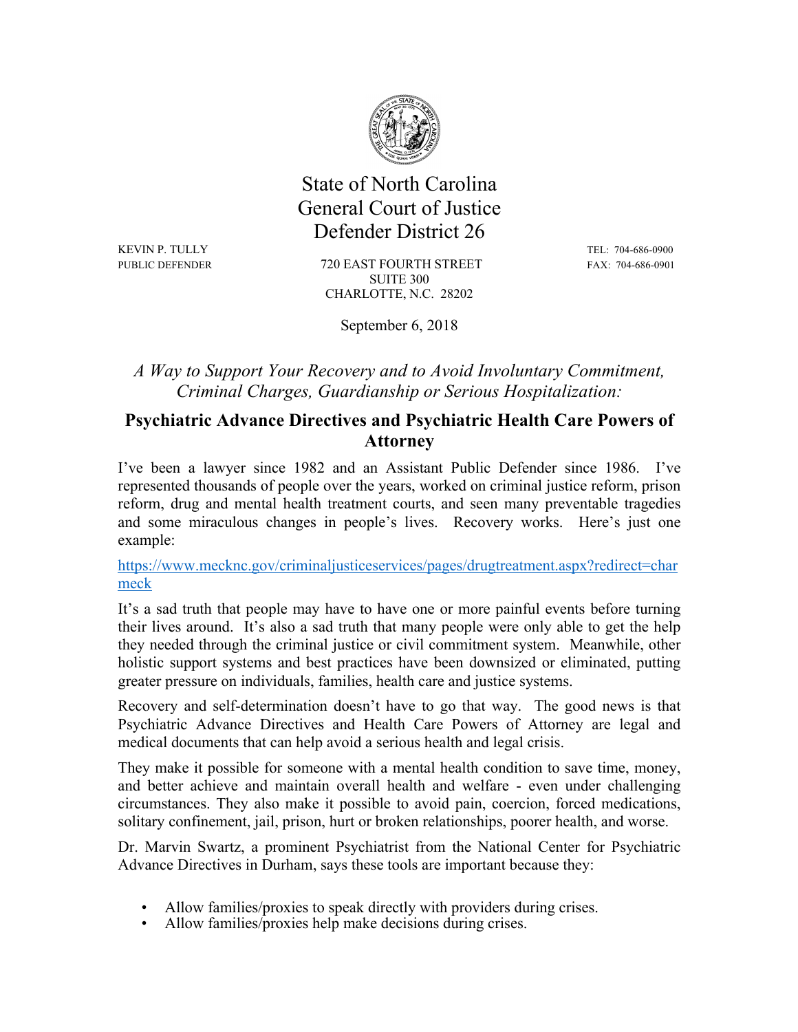State of North Carolina
General Court of Justice
Defender District 26

KEVIN P. TULLY
PUBLIC DEFENDER

720 EAST FOURTH STREET
SUITE 300
CHARLOTTE, N.C. 28202

TEL: 704-686-0900
FAX: 704-686-0901

September 6, 2018

*A Way to Support Your Recovery and to Avoid Involuntary Commitment, Criminal Charges, Guardianship or Serious Hospitalization:*

## Psychiatric Advance Directives and Psychiatric Health Care Powers of Attorney

I've been a lawyer since 1982 and an Assistant Public Defender since 1986. I've represented thousands of people over the years, worked on criminal justice reform, prison reform, drug and mental health treatment courts, and seen many preventable tragedies and some miraculous changes in people's lives. Recovery works. Here's just one example:

https://www.mecknc.gov/criminaljusticeservices/pages/drugtreatment.aspx?redirect=charmeck

It's a sad truth that people may have to have one or more painful events before turning their lives around. It's also a sad truth that many people were only able to get the help they needed through the criminal justice or civil commitment system. Meanwhile, other holistic support systems and best practices have been downsized or eliminated, putting greater pressure on individuals, families, health care and justice systems.

Recovery and self-determination doesn't have to go that way. The good news is that Psychiatric Advance Directives and Health Care Powers of Attorney are legal and medical documents that can help avoid a serious health and legal crisis.

They make it possible for someone with a mental health condition to save time, money, and better achieve and maintain overall health and welfare - even under challenging circumstances. They also make it possible to avoid pain, coercion, forced medications, solitary confinement, jail, prison, hurt or broken relationships, poorer health, and worse.

Dr. Marvin Swartz, a prominent Psychiatrist from the National Center for Psychiatric Advance Directives in Durham, says these tools are important because they:

- Allow families/proxies to speak directly with providers during crises.
- Allow families/proxies help make decisions during crises.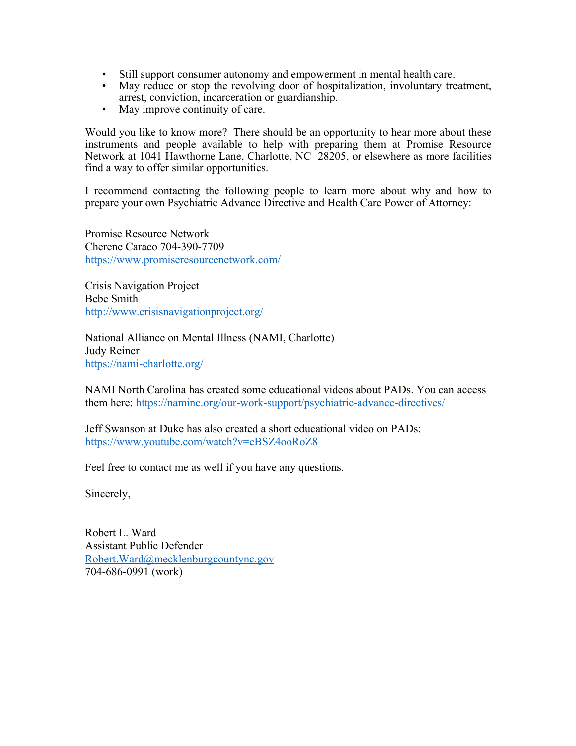- Still support consumer autonomy and empowerment in mental health care.
- May reduce or stop the revolving door of hospitalization, involuntary treatment, arrest, conviction, incarceration or guardianship.
- May improve continuity of care.

Would you like to know more? There should be an opportunity to hear more about these instruments and people available to help with preparing them at Promise Resource Network at 1041 Hawthorne Lane, Charlotte, NC 28205, or elsewhere as more facilities find a way to offer similar opportunities.

I recommend contacting the following people to learn more about why and how to prepare your own Psychiatric Advance Directive and Health Care Power of Attorney:

Promise Resource Network
Cherene Caraco 704-390-7709
https://www.promiseresourcenetwork.com/

Crisis Navigation Project
Bebe Smith
http://www.crisisnavigationproject.org/

National Alliance on Mental Illness (NAMI, Charlotte)
Judy Reiner
https://nami-charlotte.org/

NAMI North Carolina has created some educational videos about PADs. You can access them here: https://naminc.org/our-work-support/psychiatric-advance-directives/

Jeff Swanson at Duke has also created a short educational video on PADs:
https://www.youtube.com/watch?v=eBSZ4ooRoZ8

Feel free to contact me as well if you have any questions.

Sincerely,

Robert L. Ward
Assistant Public Defender
Robert.Ward@mecklenburgcountync.gov
704-686-0991 (work)